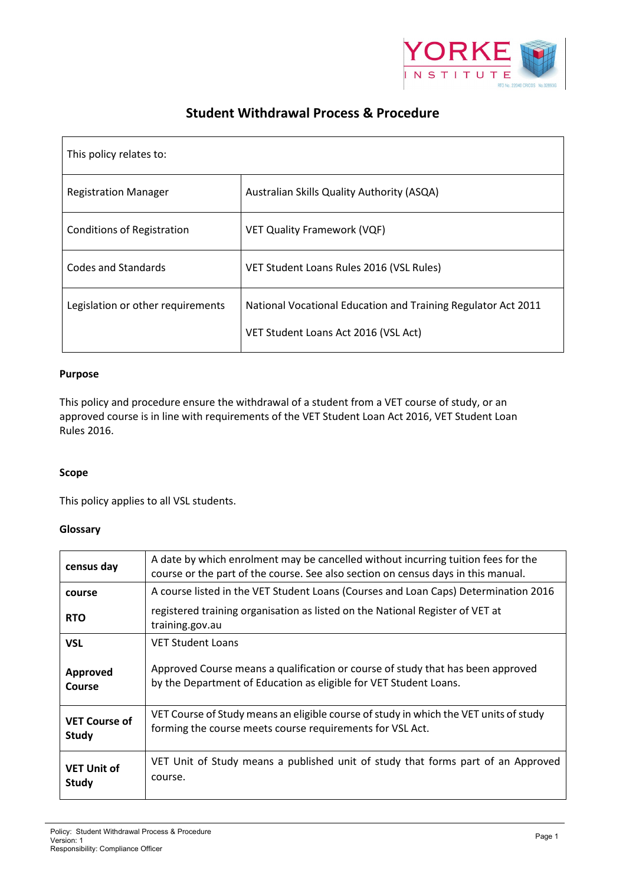# Student Withdrawal Process & Procedure

| This policy relates to: | |
|---|---|
| Registration Manager | Australian Skills Quality Authority (ASQA) |
| Conditions of Registration | VET Quality Framework (VQF) |
| Codes and Standards | VET Student Loans Rules 2016 (VSL Rules) |
| Legislation or other requirements | National Vocational Education and Training Regulator Act 2011<br><br>VET Student Loans Act 2016 (VSL Act) |

**Purpose**

This policy and procedure ensure the withdrawal of a student from a VET course of study, or an approved course is in line with requirements of the VET Student Loan Act 2016, VET Student Loan Rules 2016.

**Scope**

This policy applies to all VSL students.

**Glossary**

| | |
|---|---|
| **census day** | A date by which enrolment may be cancelled without incurring tuition fees for the course or the part of the course. See also section on census days in this manual. |
| **course** | A course listed in the VET Student Loans (Courses and Loan Caps) Determination 2016 |
| **RTO** | registered training organisation as listed on the National Register of VET at training.gov.au |
| **VSL** | VET Student Loans |
| **Approved Course** | Approved Course means a qualification or course of study that has been approved by the Department of Education as eligible for VET Student Loans. |
| **VET Course of Study** | VET Course of Study means an eligible course of study in which the VET units of study forming the course meets course requirements for VSL Act. |
| **VET Unit of Study** | VET Unit of Study means a published unit of study that forms part of an Approved course. |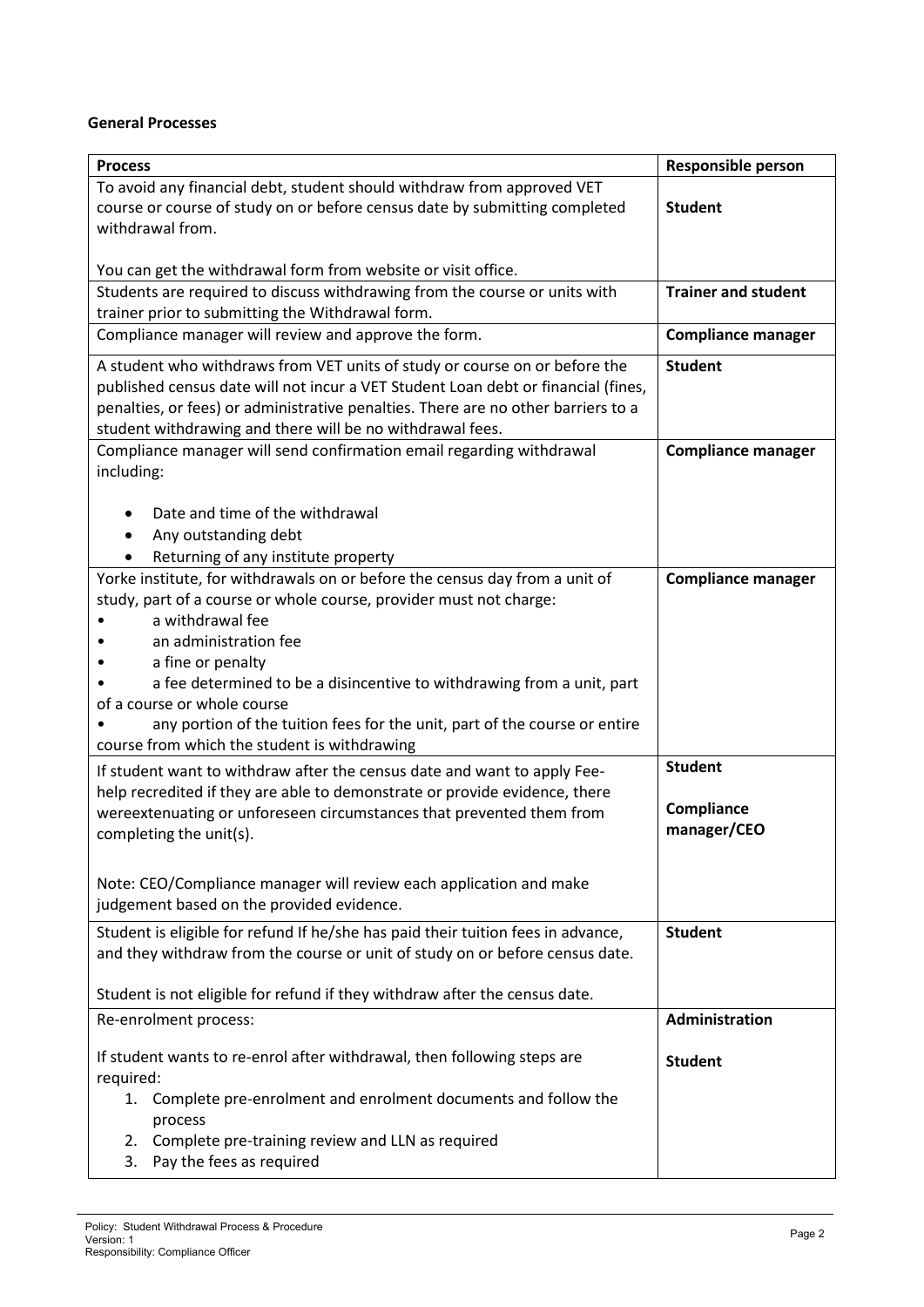**General Processes**

| Process | Responsible person |
|---|---|
| To avoid any financial debt, student should withdraw from approved VET course or course of study on or before census date by submitting completed withdrawal from.<br><br>You can get the withdrawal form from website or visit office. | **Student** |
| Students are required to discuss withdrawing from the course or units with trainer prior to submitting the Withdrawal form. | **Trainer and student** |
| Compliance manager will review and approve the form. | **Compliance manager** |
| A student who withdraws from VET units of study or course on or before the published census date will not incur a VET Student Loan debt or financial (fines, penalties, or fees) or administrative penalties. There are no other barriers to a student withdrawing and there will be no withdrawal fees. | **Student** |
| Compliance manager will send confirmation email regarding withdrawal including:<br><br>• Date and time of the withdrawal<br>• Any outstanding debt<br>• Returning of any institute property | **Compliance manager** |
| Yorke institute, for withdrawals on or before the census day from a unit of study, part of a course or whole course, provider must not charge:<br>• a withdrawal fee<br>• an administration fee<br>• a fine or penalty<br>• a fee determined to be a disincentive to withdrawing from a unit, part of a course or whole course<br>• any portion of the tuition fees for the unit, part of the course or entire course from which the student is withdrawing | **Compliance manager** |
| If student want to withdraw after the census date and want to apply Fee-help recredited if they are able to demonstrate or provide evidence, there wereextenuating or unforeseen circumstances that prevented them from completing the unit(s).<br><br>Note: CEO/Compliance manager will review each application and make judgement based on the provided evidence. | **Student**<br><br>**Compliance manager/CEO** |
| Student is eligible for refund If he/she has paid their tuition fees in advance, and they withdraw from the course or unit of study on or before census date.<br><br>Student is not eligible for refund if they withdraw after the census date. | **Student** |
| Re-enrolment process:<br><br>If student wants to re-enrol after withdrawal, then following steps are required:<br>1. Complete pre-enrolment and enrolment documents and follow the process<br>2. Complete pre-training review and LLN as required<br>3. Pay the fees as required | **Administration**<br><br>**Student** |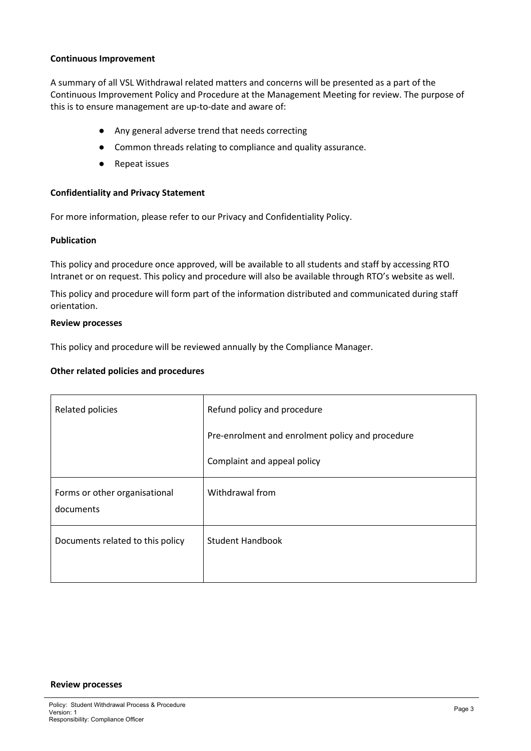**Continuous Improvement**

A summary of all VSL Withdrawal related matters and concerns will be presented as a part of the Continuous Improvement Policy and Procedure at the Management Meeting for review. The purpose of this is to ensure management are up-to-date and aware of:

- Any general adverse trend that needs correcting
- Common threads relating to compliance and quality assurance.
- Repeat issues

**Confidentiality and Privacy Statement**

For more information, please refer to our Privacy and Confidentiality Policy.

**Publication**

This policy and procedure once approved, will be available to all students and staff by accessing RTO Intranet or on request. This policy and procedure will also be available through RTO's website as well.

This policy and procedure will form part of the information distributed and communicated during staff orientation.

**Review processes**

This policy and procedure will be reviewed annually by the Compliance Manager.

**Other related policies and procedures**

| Related policies | Refund policy and procedure<br>Pre-enrolment and enrolment policy and procedure<br>Complaint and appeal policy |
|---|---|
| Forms or other organisational documents | Withdrawal from |
| Documents related to this policy | Student Handbook |

**Review processes**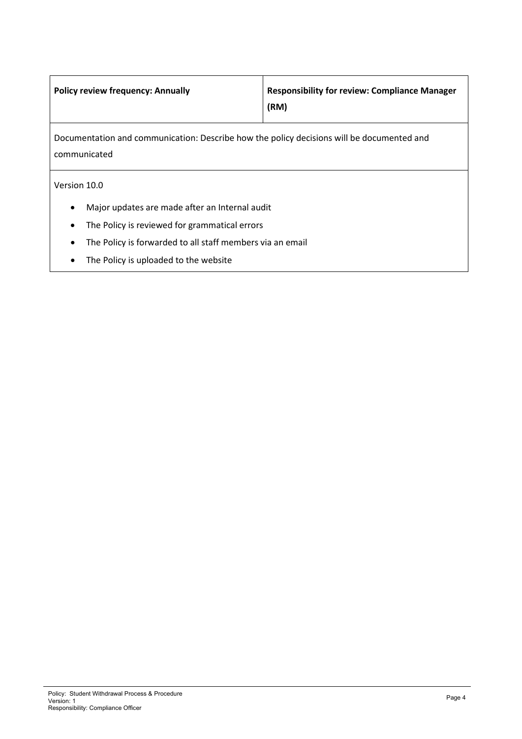| **Policy review frequency: Annually** | **Responsibility for review: Compliance Manager (RM)** |
| --- | --- |

Documentation and communication: Describe how the policy decisions will be documented and communicated

Version 10.0

- Major updates are made after an Internal audit
- The Policy is reviewed for grammatical errors
- The Policy is forwarded to all staff members via an email
- The Policy is uploaded to the website